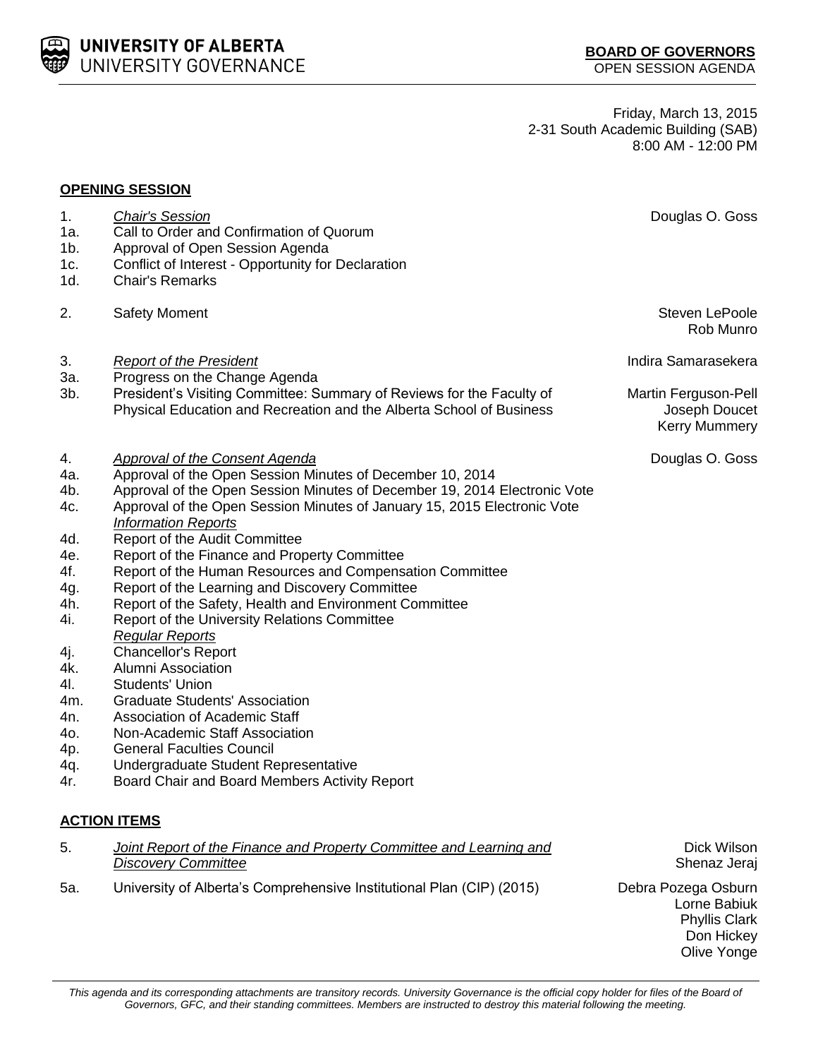**UNIVERSITY OF ALBERTA**
UNIVERSITY GOVERNANCE

**BOARD OF GOVERNORS**
OPEN SESSION AGENDA

Friday, March 13, 2015
2-31 South Academic Building (SAB)
8:00 AM - 12:00 PM

## OPENING SESSION

| | | |
|---|---|---|
| 1. | *Chair's Session* | Douglas O. Goss |
| 1a. | Call to Order and Confirmation of Quorum | |
| 1b. | Approval of Open Session Agenda | |
| 1c. | Conflict of Interest - Opportunity for Declaration | |
| 1d. | Chair's Remarks | |
| 2. | Safety Moment | Steven LePoole<br>Rob Munro |
| 3. | *Report of the President* | Indira Samarasekera |
| 3a. | Progress on the Change Agenda | |
| 3b. | President's Visiting Committee: Summary of Reviews for the Faculty of Physical Education and Recreation and the Alberta School of Business | Martin Ferguson-Pell<br>Joseph Doucet<br>Kerry Mummery |
| 4. | *Approval of the Consent Agenda* | Douglas O. Goss |
| 4a. | Approval of the Open Session Minutes of December 10, 2014 | |
| 4b. | Approval of the Open Session Minutes of December 19, 2014 Electronic Vote | |
| 4c. | Approval of the Open Session Minutes of January 15, 2015 Electronic Vote | |
| | *Information Reports* | |
| 4d. | Report of the Audit Committee | |
| 4e. | Report of the Finance and Property Committee | |
| 4f. | Report of the Human Resources and Compensation Committee | |
| 4g. | Report of the Learning and Discovery Committee | |
| 4h. | Report of the Safety, Health and Environment Committee | |
| 4i. | Report of the University Relations Committee | |
| | *Regular Reports* | |
| 4j. | Chancellor's Report | |
| 4k. | Alumni Association | |
| 4l. | Students' Union | |
| 4m. | Graduate Students' Association | |
| 4n. | Association of Academic Staff | |
| 4o. | Non-Academic Staff Association | |
| 4p. | General Faculties Council | |
| 4q. | Undergraduate Student Representative | |
| 4r. | Board Chair and Board Members Activity Report | |

## ACTION ITEMS

| | | |
|---|---|---|
| 5. | *Joint Report of the Finance and Property Committee and Learning and Discovery Committee* | Dick Wilson<br>Shenaz Jeraj |
| 5a. | University of Alberta's Comprehensive Institutional Plan (CIP) (2015) | Debra Pozega Osburn<br>Lorne Babiuk<br>Phyllis Clark<br>Don Hickey<br>Olive Yonge |

*This agenda and its corresponding attachments are transitory records. University Governance is the official copy holder for files of the Board of Governors, GFC, and their standing committees. Members are instructed to destroy this material following the meeting.*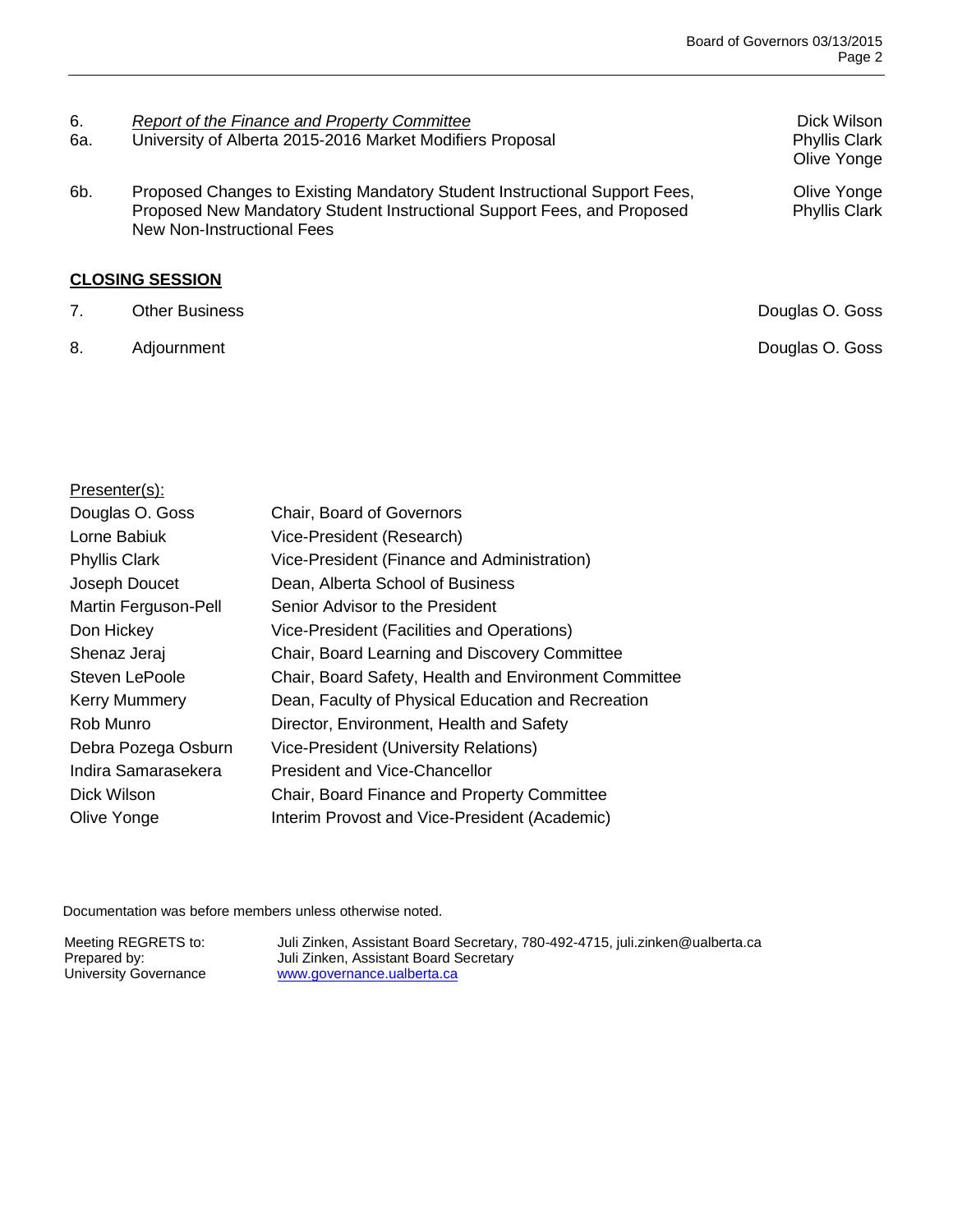| | | |
|---|---|---|
| 6. | *Report of the Finance and Property Committee* | Dick Wilson |
| 6a. | University of Alberta 2015-2016 Market Modifiers Proposal | Phyllis Clark<br>Olive Yonge |
| 6b. | Proposed Changes to Existing Mandatory Student Instructional Support Fees, Proposed New Mandatory Student Instructional Support Fees, and Proposed New Non-Instructional Fees | Olive Yonge<br>Phyllis Clark |

**CLOSING SESSION**

| | | |
|---|---|---|
| 7. | Other Business | Douglas O. Goss |
| 8. | Adjournment | Douglas O. Goss |

Presenter(s):

| | |
|---|---|
| Douglas O. Goss | Chair, Board of Governors |
| Lorne Babiuk | Vice-President (Research) |
| Phyllis Clark | Vice-President (Finance and Administration) |
| Joseph Doucet | Dean, Alberta School of Business |
| Martin Ferguson-Pell | Senior Advisor to the President |
| Don Hickey | Vice-President (Facilities and Operations) |
| Shenaz Jeraj | Chair, Board Learning and Discovery Committee |
| Steven LePoole | Chair, Board Safety, Health and Environment Committee |
| Kerry Mummery | Dean, Faculty of Physical Education and Recreation |
| Rob Munro | Director, Environment, Health and Safety |
| Debra Pozega Osburn | Vice-President (University Relations) |
| Indira Samarasekera | President and Vice-Chancellor |
| Dick Wilson | Chair, Board Finance and Property Committee |
| Olive Yonge | Interim Provost and Vice-President (Academic) |

Documentation was before members unless otherwise noted.

| | |
|---|---|
| Meeting REGRETS to: | Juli Zinken, Assistant Board Secretary, 780-492-4715, juli.zinken@ualberta.ca |
| Prepared by: | Juli Zinken, Assistant Board Secretary |
| University Governance | www.governance.ualberta.ca |